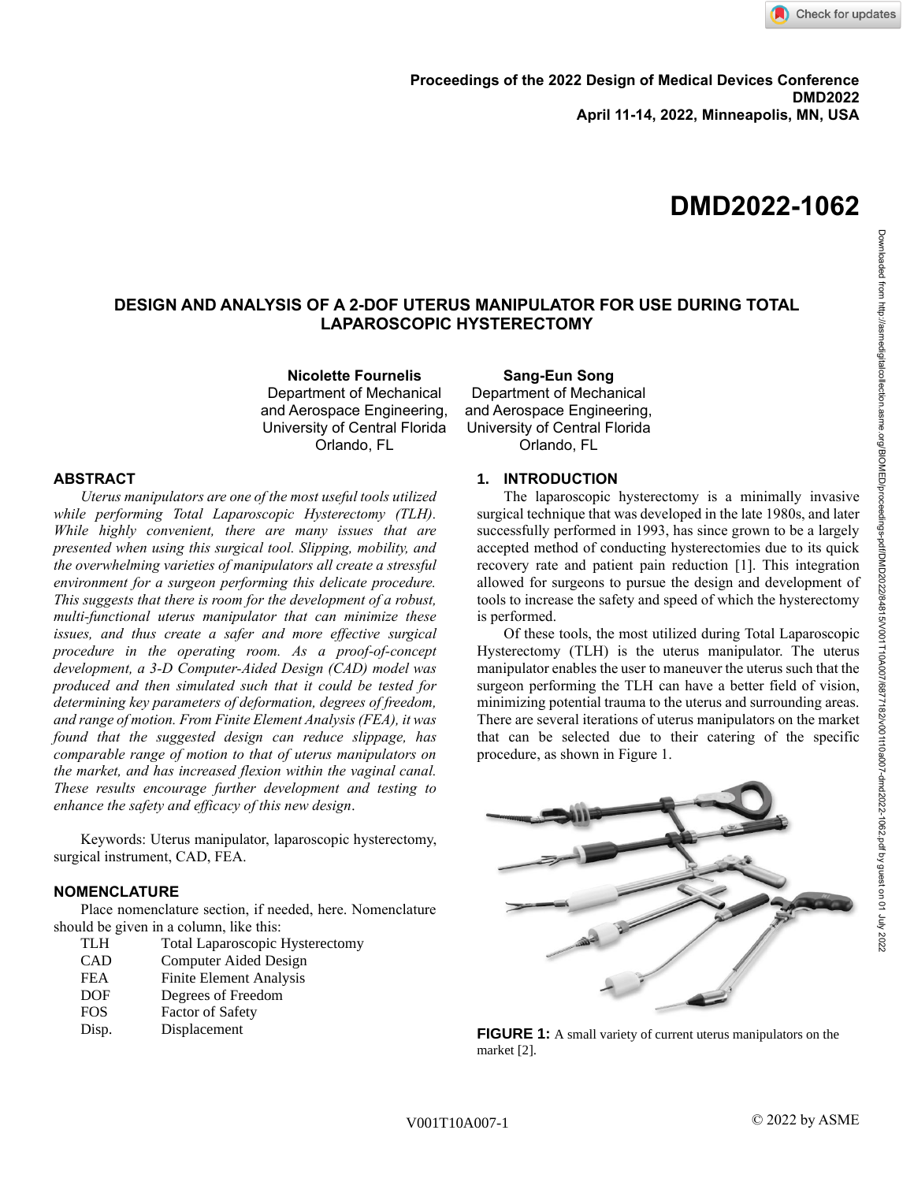Proceedings of the 2022 Design of Medical Devices Conference
DMD2022
April 11-14, 2022, Minneapolis, MN, USA

# DMD2022-1062

## DESIGN AND ANALYSIS OF A 2-DOF UTERUS MANIPULATOR FOR USE DURING TOTAL LAPAROSCOPIC HYSTERECTOMY

**Nicolette Fournelis**
Department of Mechanical and Aerospace Engineering,
University of Central Florida
Orlando, FL

**Sang-Eun Song**
Department of Mechanical and Aerospace Engineering,
University of Central Florida
Orlando, FL

## ABSTRACT

*Uterus manipulators are one of the most useful tools utilized while performing Total Laparoscopic Hysterectomy (TLH). While highly convenient, there are many issues that are presented when using this surgical tool. Slipping, mobility, and the overwhelming varieties of manipulators all create a stressful environment for a surgeon performing this delicate procedure. This suggests that there is room for the development of a robust, multi-functional uterus manipulator that can minimize these issues, and thus create a safer and more effective surgical procedure in the operating room. As a proof-of-concept development, a 3-D Computer-Aided Design (CAD) model was produced and then simulated such that it could be tested for determining key parameters of deformation, degrees of freedom, and range of motion. From Finite Element Analysis (FEA), it was found that the suggested design can reduce slippage, has comparable range of motion to that of uterus manipulators on the market, and has increased flexion within the vaginal canal. These results encourage further development and testing to enhance the safety and efficacy of this new design.*

Keywords: Uterus manipulator, laparoscopic hysterectomy, surgical instrument, CAD, FEA.

## NOMENCLATURE

Place nomenclature section, if needed, here. Nomenclature should be given in a column, like this:

| | |
|---|---|
| TLH | Total Laparoscopic Hysterectomy |
| CAD | Computer Aided Design |
| FEA | Finite Element Analysis |
| DOF | Degrees of Freedom |
| FOS | Factor of Safety |
| Disp. | Displacement |

## 1. INTRODUCTION

The laparoscopic hysterectomy is a minimally invasive surgical technique that was developed in the late 1980s, and later successfully performed in 1993, has since grown to be a largely accepted method of conducting hysterectomies due to its quick recovery rate and patient pain reduction [1]. This integration allowed for surgeons to pursue the design and development of tools to increase the safety and speed of which the hysterectomy is performed.

Of these tools, the most utilized during Total Laparoscopic Hysterectomy (TLH) is the uterus manipulator. The uterus manipulator enables the user to maneuver the uterus such that the surgeon performing the TLH can have a better field of vision, minimizing potential trauma to the uterus and surrounding areas. There are several iterations of uterus manipulators on the market that can be selected due to their catering of the specific procedure, as shown in Figure 1.

**FIGURE 1:** A small variety of current uterus manipulators on the market [2].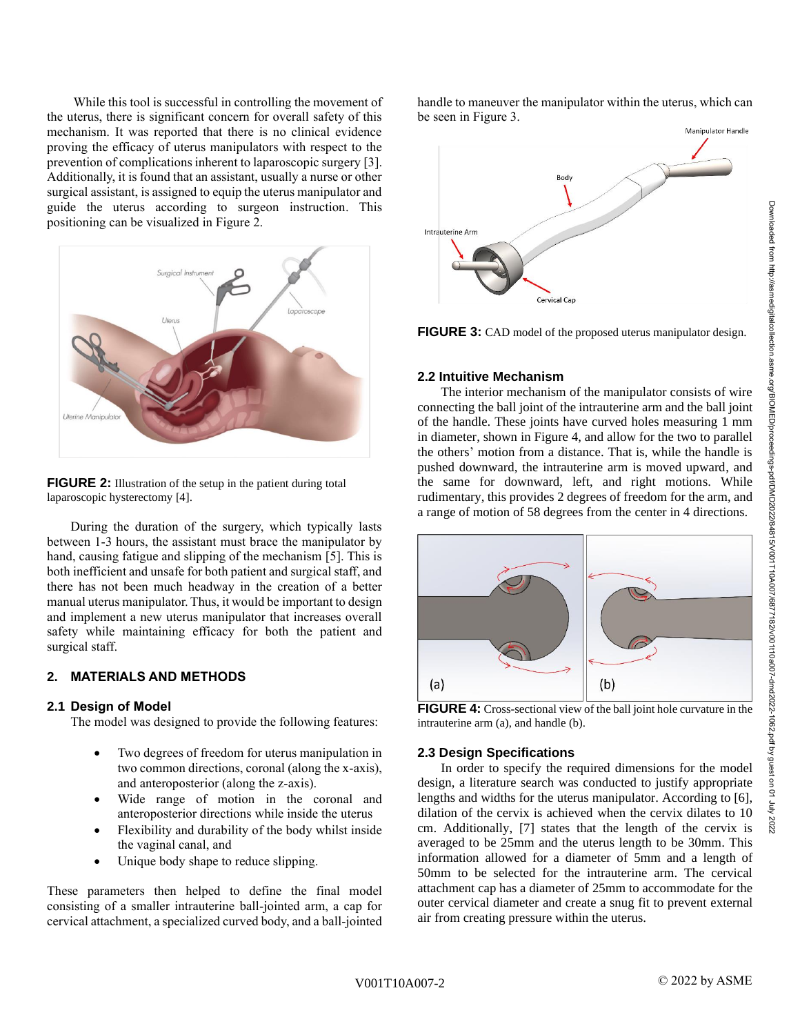While this tool is successful in controlling the movement of the uterus, there is significant concern for overall safety of this mechanism. It was reported that there is no clinical evidence proving the efficacy of uterus manipulators with respect to the prevention of complications inherent to laparoscopic surgery [3]. Additionally, it is found that an assistant, usually a nurse or other surgical assistant, is assigned to equip the uterus manipulator and guide the uterus according to surgeon instruction. This positioning can be visualized in Figure 2.

**FIGURE 2:** Illustration of the setup in the patient during total laparoscopic hysterectomy [4].

During the duration of the surgery, which typically lasts between 1-3 hours, the assistant must brace the manipulator by hand, causing fatigue and slipping of the mechanism [5]. This is both inefficient and unsafe for both patient and surgical staff, and there has not been much headway in the creation of a better manual uterus manipulator. Thus, it would be important to design and implement a new uterus manipulator that increases overall safety while maintaining efficacy for both the patient and surgical staff.

## 2. MATERIALS AND METHODS

### 2.1 Design of Model

The model was designed to provide the following features:

- Two degrees of freedom for uterus manipulation in two common directions, coronal (along the x-axis), and anteroposterior (along the z-axis).
- Wide range of motion in the coronal and anteroposterior directions while inside the uterus
- Flexibility and durability of the body whilst inside the vaginal canal, and
- Unique body shape to reduce slipping.

These parameters then helped to define the final model consisting of a smaller intrauterine ball-jointed arm, a cap for cervical attachment, a specialized curved body, and a ball-jointed handle to maneuver the manipulator within the uterus, which can be seen in Figure 3.

**FIGURE 3:** CAD model of the proposed uterus manipulator design.

### 2.2 Intuitive Mechanism

The interior mechanism of the manipulator consists of wire connecting the ball joint of the intrauterine arm and the ball joint of the handle. These joints have curved holes measuring 1 mm in diameter, shown in Figure 4, and allow for the two to parallel the others' motion from a distance. That is, while the handle is pushed downward, the intrauterine arm is moved upward, and the same for downward, left, and right motions. While rudimentary, this provides 2 degrees of freedom for the arm, and a range of motion of 58 degrees from the center in 4 directions.

**FIGURE 4:** Cross-sectional view of the ball joint hole curvature in the intrauterine arm (a), and handle (b).

### 2.3 Design Specifications

In order to specify the required dimensions for the model design, a literature search was conducted to justify appropriate lengths and widths for the uterus manipulator. According to [6], dilation of the cervix is achieved when the cervix dilates to 10 cm. Additionally, [7] states that the length of the cervix is averaged to be 25mm and the uterus length to be 30mm. This information allowed for a diameter of 5mm and a length of 50mm to be selected for the intrauterine arm. The cervical attachment cap has a diameter of 25mm to accommodate for the outer cervical diameter and create a snug fit to prevent external air from creating pressure within the uterus.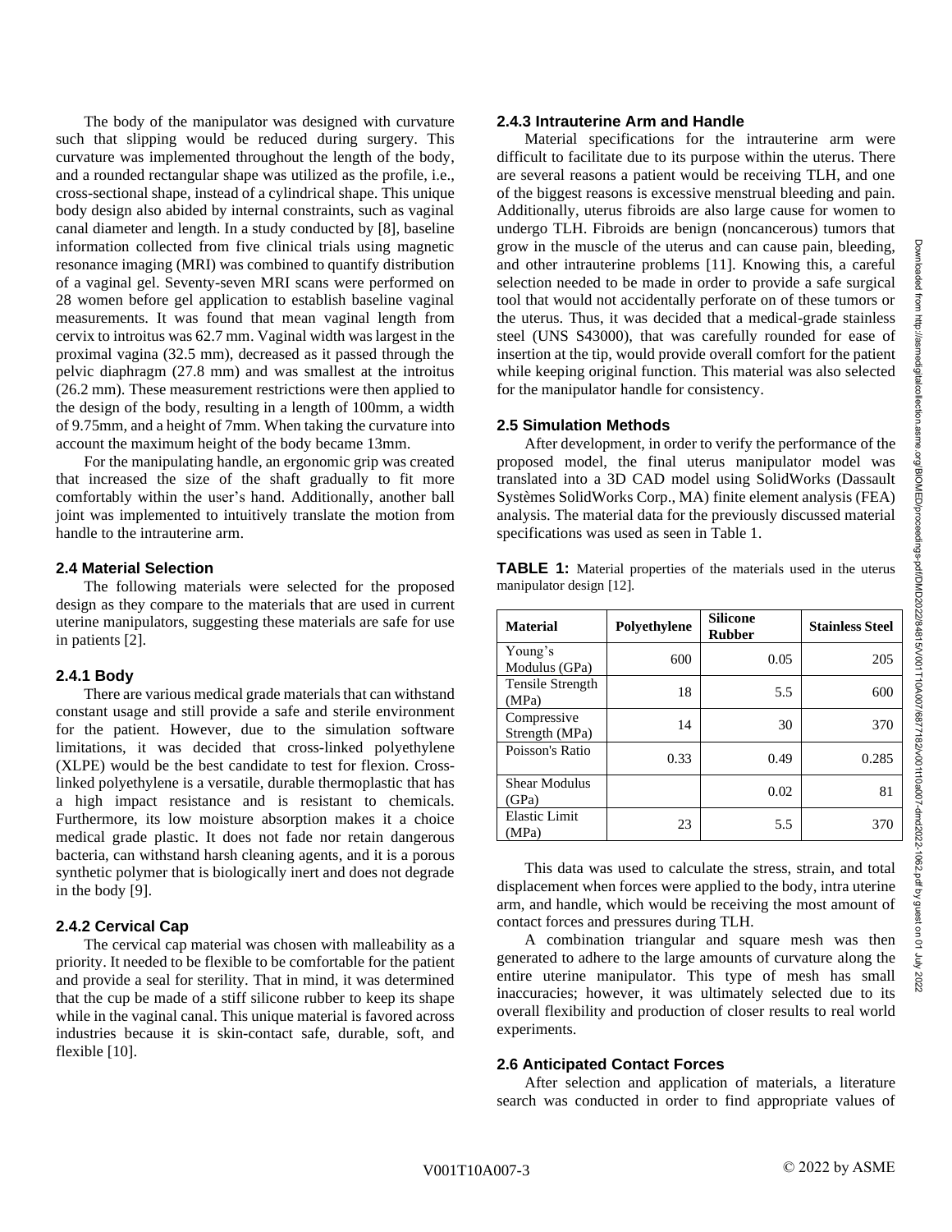The body of the manipulator was designed with curvature such that slipping would be reduced during surgery. This curvature was implemented throughout the length of the body, and a rounded rectangular shape was utilized as the profile, i.e., cross-sectional shape, instead of a cylindrical shape. This unique body design also abided by internal constraints, such as vaginal canal diameter and length. In a study conducted by [8], baseline information collected from five clinical trials using magnetic resonance imaging (MRI) was combined to quantify distribution of a vaginal gel. Seventy-seven MRI scans were performed on 28 women before gel application to establish baseline vaginal measurements. It was found that mean vaginal length from cervix to introitus was 62.7 mm. Vaginal width was largest in the proximal vagina (32.5 mm), decreased as it passed through the pelvic diaphragm (27.8 mm) and was smallest at the introitus (26.2 mm). These measurement restrictions were then applied to the design of the body, resulting in a length of 100mm, a width of 9.75mm, and a height of 7mm. When taking the curvature into account the maximum height of the body became 13mm.

For the manipulating handle, an ergonomic grip was created that increased the size of the shaft gradually to fit more comfortably within the user's hand. Additionally, another ball joint was implemented to intuitively translate the motion from handle to the intrauterine arm.

### 2.4 Material Selection

The following materials were selected for the proposed design as they compare to the materials that are used in current uterine manipulators, suggesting these materials are safe for use in patients [2].

#### 2.4.1 Body

There are various medical grade materials that can withstand constant usage and still provide a safe and sterile environment for the patient. However, due to the simulation software limitations, it was decided that cross-linked polyethylene (XLPE) would be the best candidate to test for flexion. Cross-linked polyethylene is a versatile, durable thermoplastic that has a high impact resistance and is resistant to chemicals. Furthermore, its low moisture absorption makes it a choice medical grade plastic. It does not fade nor retain dangerous bacteria, can withstand harsh cleaning agents, and it is a porous synthetic polymer that is biologically inert and does not degrade in the body [9].

#### 2.4.2 Cervical Cap

The cervical cap material was chosen with malleability as a priority. It needed to be flexible to be comfortable for the patient and provide a seal for sterility. That in mind, it was determined that the cup be made of a stiff silicone rubber to keep its shape while in the vaginal canal. This unique material is favored across industries because it is skin-contact safe, durable, soft, and flexible [10].

#### 2.4.3 Intrauterine Arm and Handle

Material specifications for the intrauterine arm were difficult to facilitate due to its purpose within the uterus. There are several reasons a patient would be receiving TLH, and one of the biggest reasons is excessive menstrual bleeding and pain. Additionally, uterus fibroids are also large cause for women to undergo TLH. Fibroids are benign (noncancerous) tumors that grow in the muscle of the uterus and can cause pain, bleeding, and other intrauterine problems [11]. Knowing this, a careful selection needed to be made in order to provide a safe surgical tool that would not accidentally perforate on of these tumors or the uterus. Thus, it was decided that a medical-grade stainless steel (UNS S43000), that was carefully rounded for ease of insertion at the tip, would provide overall comfort for the patient while keeping original function. This material was also selected for the manipulator handle for consistency.

### 2.5 Simulation Methods

After development, in order to verify the performance of the proposed model, the final uterus manipulator model was translated into a 3D CAD model using SolidWorks (Dassault Systèmes SolidWorks Corp., MA) finite element analysis (FEA) analysis. The material data for the previously discussed material specifications was used as seen in Table 1.

**TABLE 1:** Material properties of the materials used in the uterus manipulator design [12].

| Material | Polyethylene | Silicone Rubber | Stainless Steel |
|---|---|---|---|
| Young's Modulus (GPa) | 600 | 0.05 | 205 |
| Tensile Strength (MPa) | 18 | 5.5 | 600 |
| Compressive Strength (MPa) | 14 | 30 | 370 |
| Poisson's Ratio | 0.33 | 0.49 | 0.285 |
| Shear Modulus (GPa) | | 0.02 | 81 |
| Elastic Limit (MPa) | 23 | 5.5 | 370 |

This data was used to calculate the stress, strain, and total displacement when forces were applied to the body, intra uterine arm, and handle, which would be receiving the most amount of contact forces and pressures during TLH.

A combination triangular and square mesh was then generated to adhere to the large amounts of curvature along the entire uterine manipulator. This type of mesh has small inaccuracies; however, it was ultimately selected due to its overall flexibility and production of closer results to real world experiments.

### 2.6 Anticipated Contact Forces

After selection and application of materials, a literature search was conducted in order to find appropriate values of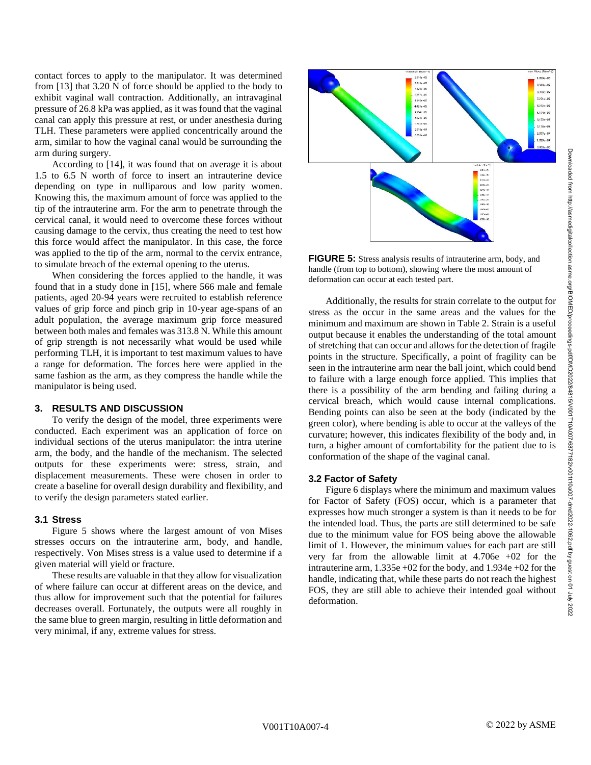contact forces to apply to the manipulator. It was determined from [13] that 3.20 N of force should be applied to the body to exhibit vaginal wall contraction. Additionally, an intravaginal pressure of 26.8 kPa was applied, as it was found that the vaginal canal can apply this pressure at rest, or under anesthesia during TLH. These parameters were applied concentrically around the arm, similar to how the vaginal canal would be surrounding the arm during surgery.

According to [14], it was found that on average it is about 1.5 to 6.5 N worth of force to insert an intrauterine device depending on type in nulliparous and low parity women. Knowing this, the maximum amount of force was applied to the tip of the intrauterine arm. For the arm to penetrate through the cervical canal, it would need to overcome these forces without causing damage to the cervix, thus creating the need to test how this force would affect the manipulator. In this case, the force was applied to the tip of the arm, normal to the cervix entrance, to simulate breach of the external opening to the uterus.

When considering the forces applied to the handle, it was found that in a study done in [15], where 566 male and female patients, aged 20-94 years were recruited to establish reference values of grip force and pinch grip in 10-year age-spans of an adult population, the average maximum grip force measured between both males and females was 313.8 N. While this amount of grip strength is not necessarily what would be used while performing TLH, it is important to test maximum values to have a range for deformation. The forces here were applied in the same fashion as the arm, as they compress the handle while the manipulator is being used.

## 3. RESULTS AND DISCUSSION

To verify the design of the model, three experiments were conducted. Each experiment was an application of force on individual sections of the uterus manipulator: the intra uterine arm, the body, and the handle of the mechanism. The selected outputs for these experiments were: stress, strain, and displacement measurements. These were chosen in order to create a baseline for overall design durability and flexibility, and to verify the design parameters stated earlier.

### 3.1 Stress

Figure 5 shows where the largest amount of von Mises stresses occurs on the intrauterine arm, body, and handle, respectively. Von Mises stress is a value used to determine if a given material will yield or fracture.

These results are valuable in that they allow for visualization of where failure can occur at different areas on the device, and thus allow for improvement such that the potential for failures decreases overall. Fortunately, the outputs were all roughly in the same blue to green margin, resulting in little deformation and very minimal, if any, extreme values for stress.

**FIGURE 5:** Stress analysis results of intrauterine arm, body, and handle (from top to bottom), showing where the most amount of deformation can occur at each tested part.

Additionally, the results for strain correlate to the output for stress as the occur in the same areas and the values for the minimum and maximum are shown in Table 2. Strain is a useful output because it enables the understanding of the total amount of stretching that can occur and allows for the detection of fragile points in the structure. Specifically, a point of fragility can be seen in the intrauterine arm near the ball joint, which could bend to failure with a large enough force applied. This implies that there is a possibility of the arm bending and failing during a cervical breach, which would cause internal complications. Bending points can also be seen at the body (indicated by the green color), where bending is able to occur at the valleys of the curvature; however, this indicates flexibility of the body and, in turn, a higher amount of comfortability for the patient due to is conformation of the shape of the vaginal canal.

### 3.2 Factor of Safety

Figure 6 displays where the minimum and maximum values for Factor of Safety (FOS) occur, which is a parameter that expresses how much stronger a system is than it needs to be for the intended load. Thus, the parts are still determined to be safe due to the minimum value for FOS being above the allowable limit of 1. However, the minimum values for each part are still very far from the allowable limit at 4.706e +02 for the intrauterine arm, 1.335e +02 for the body, and 1.934e +02 for the handle, indicating that, while these parts do not reach the highest FOS, they are still able to achieve their intended goal without deformation.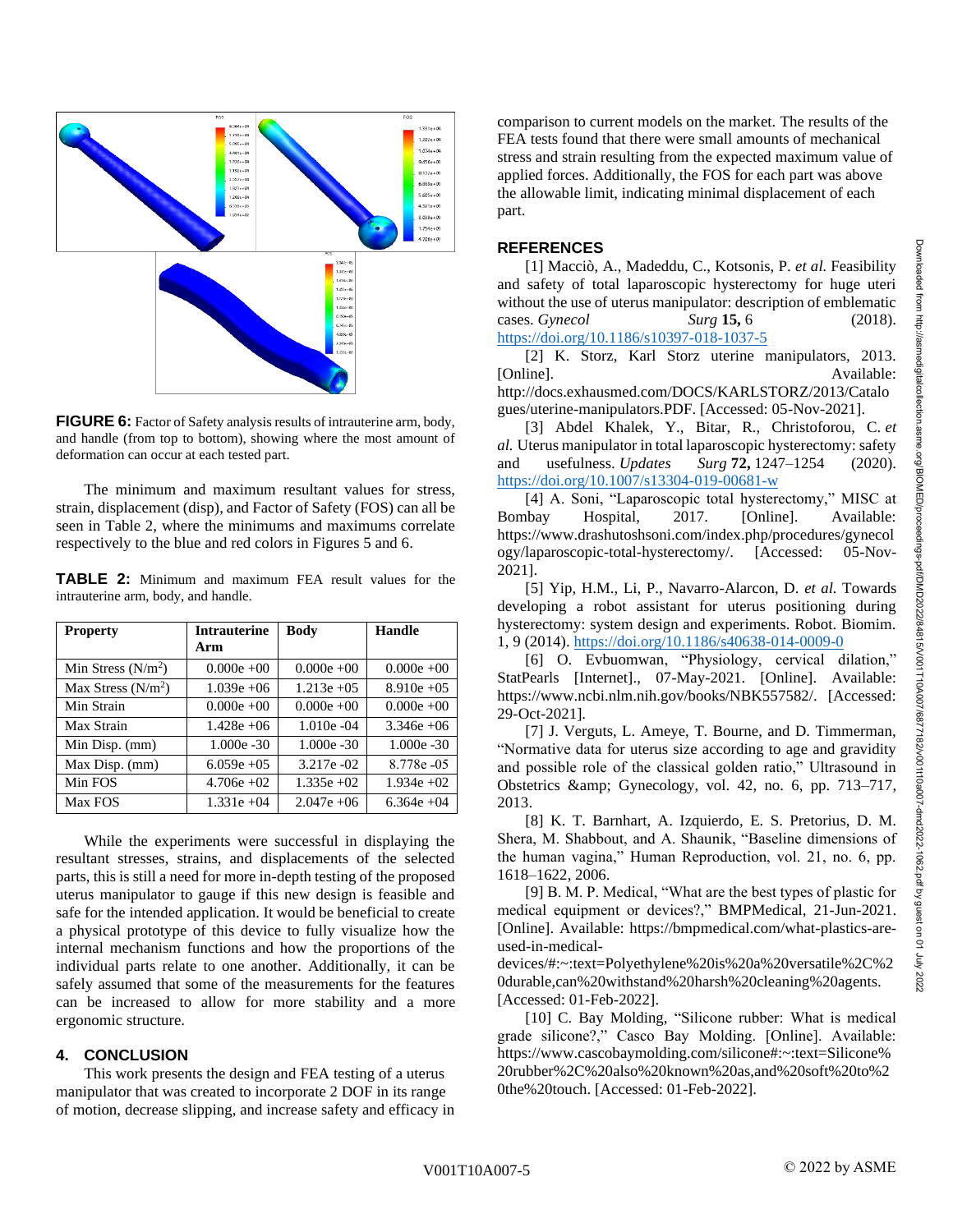**FIGURE 6:** Factor of Safety analysis results of intrauterine arm, body, and handle (from top to bottom), showing where the most amount of deformation can occur at each tested part.

The minimum and maximum resultant values for stress, strain, displacement (disp), and Factor of Safety (FOS) can all be seen in Table 2, where the minimums and maximums correlate respectively to the blue and red colors in Figures 5 and 6.

**TABLE 2:** Minimum and maximum FEA result values for the intrauterine arm, body, and handle.

| Property | Intrauterine Arm | Body | Handle |
|---|---|---|---|
| Min Stress ($N/m^2$) | 0.000e +00 | 0.000e +00 | 0.000e +00 |
| Max Stress ($N/m^2$) | 1.039e +06 | 1.213e +05 | 8.910e +05 |
| Min Strain | 0.000e +00 | 0.000e +00 | 0.000e +00 |
| Max Strain | 1.428e +06 | 1.010e -04 | 3.346e +06 |
| Min Disp. (mm) | 1.000e -30 | 1.000e -30 | 1.000e -30 |
| Max Disp. (mm) | 6.059e +05 | 3.217e -02 | 8.778e -05 |
| Min FOS | 4.706e +02 | 1.335e +02 | 1.934e +02 |
| Max FOS | 1.331e +04 | 2.047e +06 | 6.364e +04 |

While the experiments were successful in displaying the resultant stresses, strains, and displacements of the selected parts, this is still a need for more in-depth testing of the proposed uterus manipulator to gauge if this new design is feasible and safe for the intended application. It would be beneficial to create a physical prototype of this device to fully visualize how the internal mechanism functions and how the proportions of the individual parts relate to one another. Additionally, it can be safely assumed that some of the measurements for the features can be increased to allow for more stability and a more ergonomic structure.

## 4. CONCLUSION

This work presents the design and FEA testing of a uterus manipulator that was created to incorporate 2 DOF in its range of motion, decrease slipping, and increase safety and efficacy in comparison to current models on the market. The results of the FEA tests found that there were small amounts of mechanical stress and strain resulting from the expected maximum value of applied forces. Additionally, the FOS for each part was above the allowable limit, indicating minimal displacement of each part.

## REFERENCES

[1] Macciò, A., Madeddu, C., Kotsonis, P. *et al.* Feasibility and safety of total laparoscopic hysterectomy for huge uteri without the use of uterus manipulator: description of emblematic cases. *Gynecol Surg* **15,** 6 (2018). https://doi.org/10.1186/s10397-018-1037-5

[2] K. Storz, Karl Storz uterine manipulators, 2013. [Online]. Available: http://docs.exhausmed.com/DOCS/KARLSTORZ/2013/Catalogues/uterine-manipulators.PDF. [Accessed: 05-Nov-2021].

[3] Abdel Khalek, Y., Bitar, R., Christoforou, C. *et al.* Uterus manipulator in total laparoscopic hysterectomy: safety and usefulness. *Updates Surg* **72,** 1247–1254 (2020). https://doi.org/10.1007/s13304-019-00681-w

[4] A. Soni, "Laparoscopic total hysterectomy," MISC at Bombay Hospital, 2017. [Online]. Available: https://www.drashutoshsoni.com/index.php/procedures/gynecology/laparoscopic-total-hysterectomy/. [Accessed: 05-Nov-2021].

[5] Yip, H.M., Li, P., Navarro-Alarcon, D. *et al.* Towards developing a robot assistant for uterus positioning during hysterectomy: system design and experiments. Robot. Biomim. 1, 9 (2014). https://doi.org/10.1186/s40638-014-0009-0

[6] O. Evbuomwan, "Physiology, cervical dilation," StatPearls [Internet]., 07-May-2021. [Online]. Available: https://www.ncbi.nlm.nih.gov/books/NBK557582/. [Accessed: 29-Oct-2021].

[7] J. Verguts, L. Ameye, T. Bourne, and D. Timmerman, "Normative data for uterus size according to age and gravidity and possible role of the classical golden ratio," Ultrasound in Obstetrics &amp; Gynecology, vol. 42, no. 6, pp. 713–717, 2013.

[8] K. T. Barnhart, A. Izquierdo, E. S. Pretorius, D. M. Shera, M. Shabbout, and A. Shaunik, "Baseline dimensions of the human vagina," Human Reproduction, vol. 21, no. 6, pp. 1618–1622, 2006.

[9] B. M. P. Medical, "What are the best types of plastic for medical equipment or devices?," BMPMedical, 21-Jun-2021. [Online]. Available: https://bmpmedical.com/what-plastics-are-used-in-medical-devices/#:~:text=Polyethylene%20is%20a%20versatile%2C%20durable,can%20withstand%20harsh%20cleaning%20agents. [Accessed: 01-Feb-2022].

[10] C. Bay Molding, "Silicone rubber: What is medical grade silicone?," Casco Bay Molding. [Online]. Available: https://www.cascobaymolding.com/silicone#:~:text=Silicone%20rubber%2C%20also%20known%20as,and%20soft%20to%20the%20touch. [Accessed: 01-Feb-2022].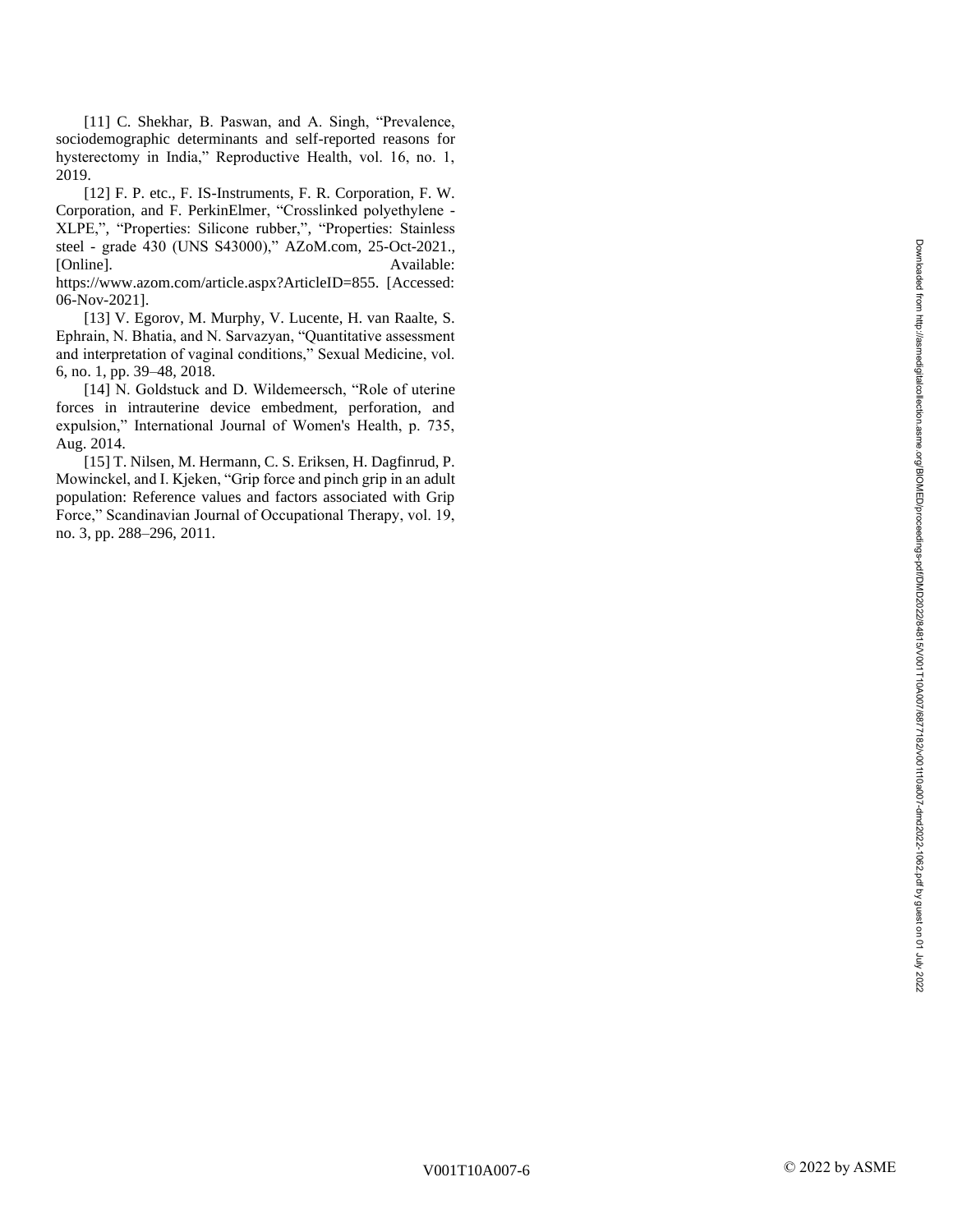[11] C. Shekhar, B. Paswan, and A. Singh, "Prevalence, sociodemographic determinants and self-reported reasons for hysterectomy in India," Reproductive Health, vol. 16, no. 1, 2019.

[12] F. P. etc., F. IS-Instruments, F. R. Corporation, F. W. Corporation, and F. PerkinElmer, "Crosslinked polyethylene - XLPE,", "Properties: Silicone rubber,", "Properties: Stainless steel - grade 430 (UNS S43000)," AZoM.com, 25-Oct-2021., [Online]. Available: https://www.azom.com/article.aspx?ArticleID=855. [Accessed: 06-Nov-2021].

[13] V. Egorov, M. Murphy, V. Lucente, H. van Raalte, S. Ephrain, N. Bhatia, and N. Sarvazyan, "Quantitative assessment and interpretation of vaginal conditions," Sexual Medicine, vol. 6, no. 1, pp. 39–48, 2018.

[14] N. Goldstuck and D. Wildemeersch, "Role of uterine forces in intrauterine device embedment, perforation, and expulsion," International Journal of Women's Health, p. 735, Aug. 2014.

[15] T. Nilsen, M. Hermann, C. S. Eriksen, H. Dagfinrud, P. Mowinckel, and I. Kjeken, "Grip force and pinch grip in an adult population: Reference values and factors associated with Grip Force," Scandinavian Journal of Occupational Therapy, vol. 19, no. 3, pp. 288–296, 2011.